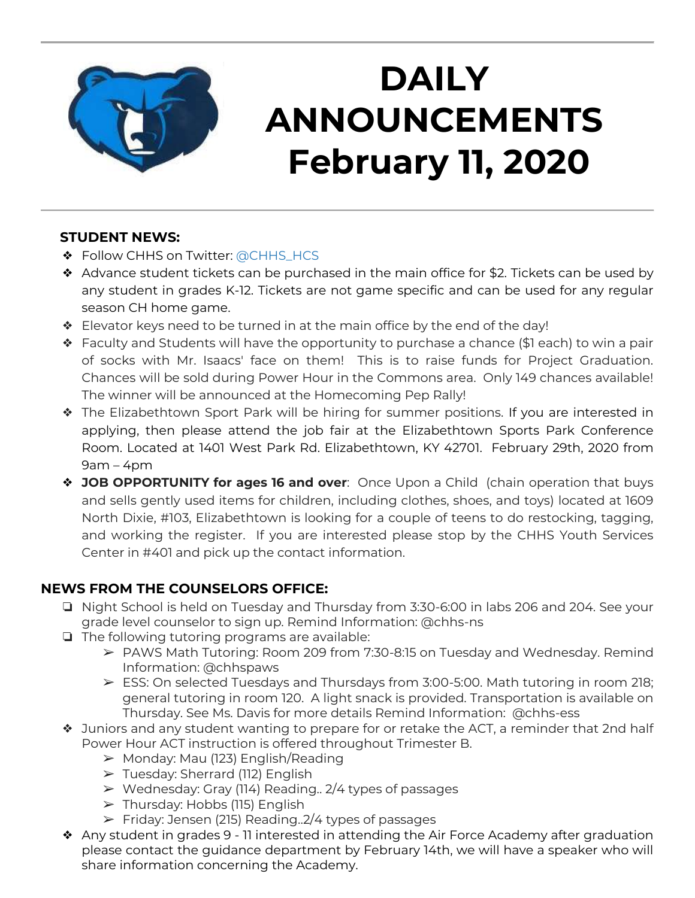# DAILY ANNOUNCEMENTS February 11, 2020

## STUDENT NEWS:

- Follow CHHS on Twitter: @CHHS_HCS
- Advance student tickets can be purchased in the main office for $2. Tickets can be used by any student in grades K-12. Tickets are not game specific and can be used for any regular season CH home game.
- Elevator keys need to be turned in at the main office by the end of the day!
- Faculty and Students will have the opportunity to purchase a chance ($1 each) to win a pair of socks with Mr. Isaacs' face on them! This is to raise funds for Project Graduation. Chances will be sold during Power Hour in the Commons area. Only 149 chances available! The winner will be announced at the Homecoming Pep Rally!
- The Elizabethtown Sport Park will be hiring for summer positions. If you are interested in applying, then please attend the job fair at the Elizabethtown Sports Park Conference Room. Located at 1401 West Park Rd. Elizabethtown, KY 42701. February 29th, 2020 from 9am – 4pm
- **JOB OPPORTUNITY for ages 16 and over**: Once Upon a Child (chain operation that buys and sells gently used items for children, including clothes, shoes, and toys) located at 1609 North Dixie, #103, Elizabethtown is looking for a couple of teens to do restocking, tagging, and working the register. If you are interested please stop by the CHHS Youth Services Center in #401 and pick up the contact information.

## NEWS FROM THE COUNSELORS OFFICE:

- Night School is held on Tuesday and Thursday from 3:30-6:00 in labs 206 and 204. See your grade level counselor to sign up. Remind Information: @chhs-ns
- The following tutoring programs are available:
  - PAWS Math Tutoring: Room 209 from 7:30-8:15 on Tuesday and Wednesday. Remind Information: @chhspaws
  - ESS: On selected Tuesdays and Thursdays from 3:00-5:00. Math tutoring in room 218; general tutoring in room 120. A light snack is provided. Transportation is available on Thursday. See Ms. Davis for more details Remind Information: @chhs-ess
- Juniors and any student wanting to prepare for or retake the ACT, a reminder that 2nd half Power Hour ACT instruction is offered throughout Trimester B.
  - Monday: Mau (123) English/Reading
  - Tuesday: Sherrard (112) English
  - Wednesday: Gray (114) Reading.. 2/4 types of passages
  - Thursday: Hobbs (115) English
  - Friday: Jensen (215) Reading..2/4 types of passages
- Any student in grades 9 - 11 interested in attending the Air Force Academy after graduation please contact the guidance department by February 14th, we will have a speaker who will share information concerning the Academy.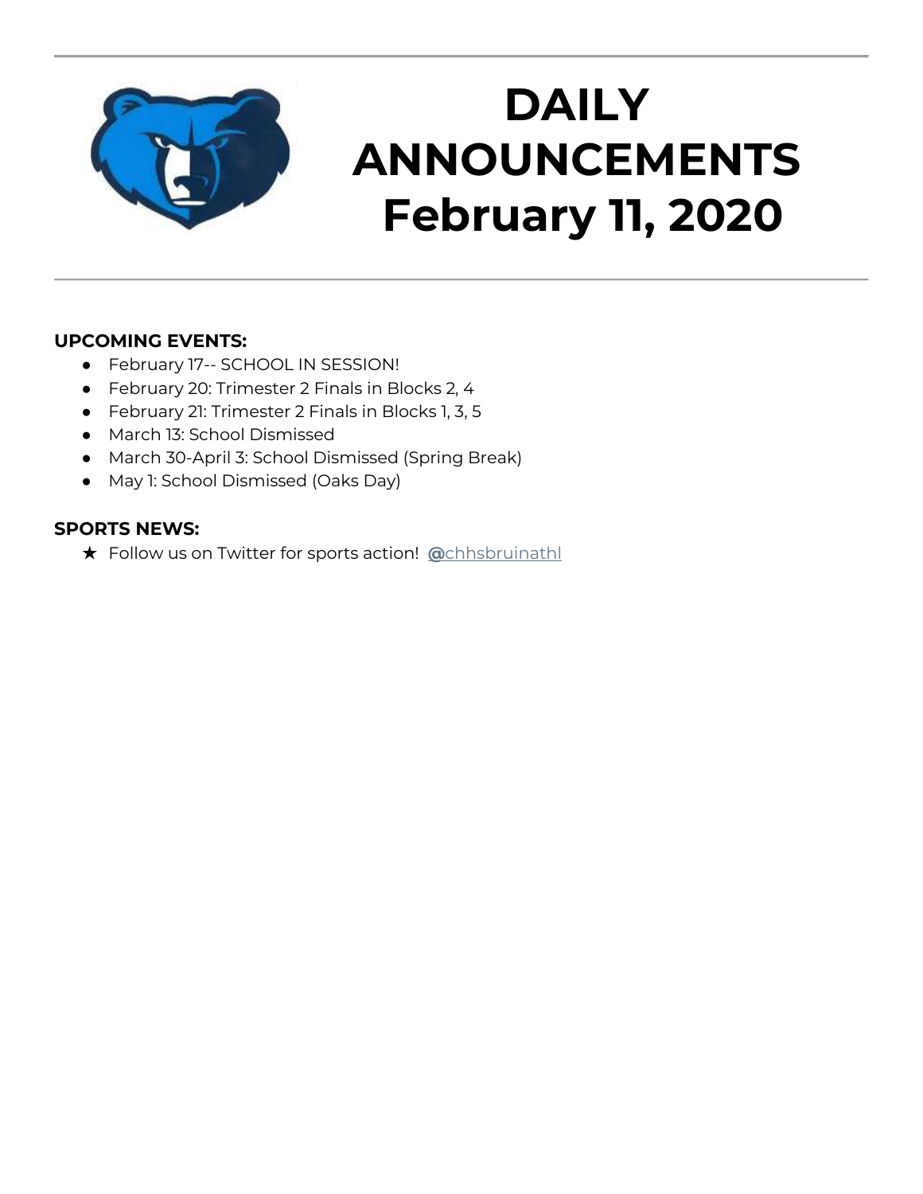# DAILY ANNOUNCEMENTS February 11, 2020

**UPCOMING EVENTS:**

- February 17-- SCHOOL IN SESSION!
- February 20: Trimester 2 Finals in Blocks 2, 4
- February 21: Trimester 2 Finals in Blocks 1, 3, 5
- March 13: School Dismissed
- March 30-April 3: School Dismissed (Spring Break)
- May 1: School Dismissed (Oaks Day)

**SPORTS NEWS:**

- ★ Follow us on Twitter for sports action! @chhsbruinathl